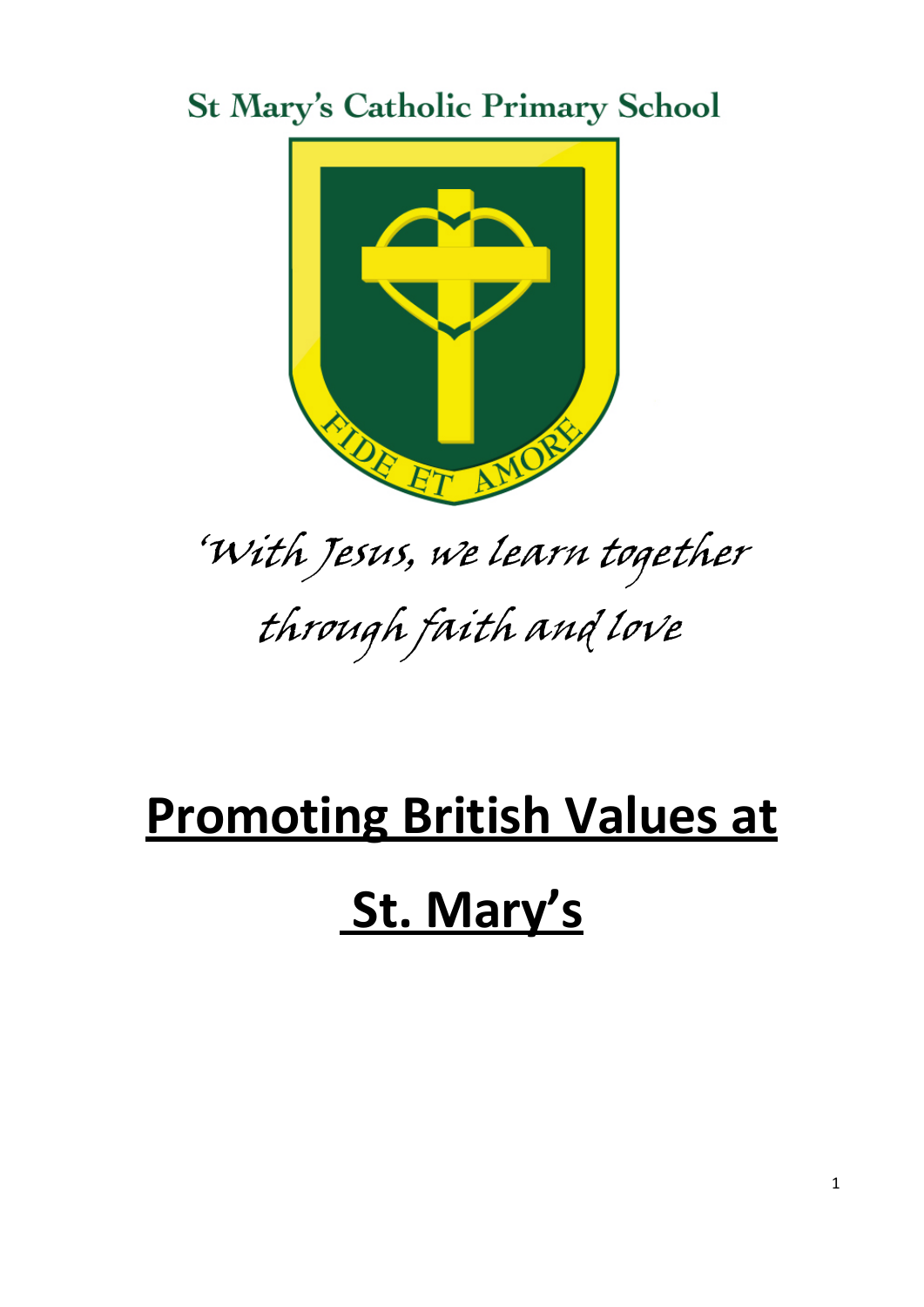St Mary's Catholic Primary School

FIDE ET AMORE

*'With Jesus, we learn together through faith and love*

# **Promoting British Values at St. Mary's**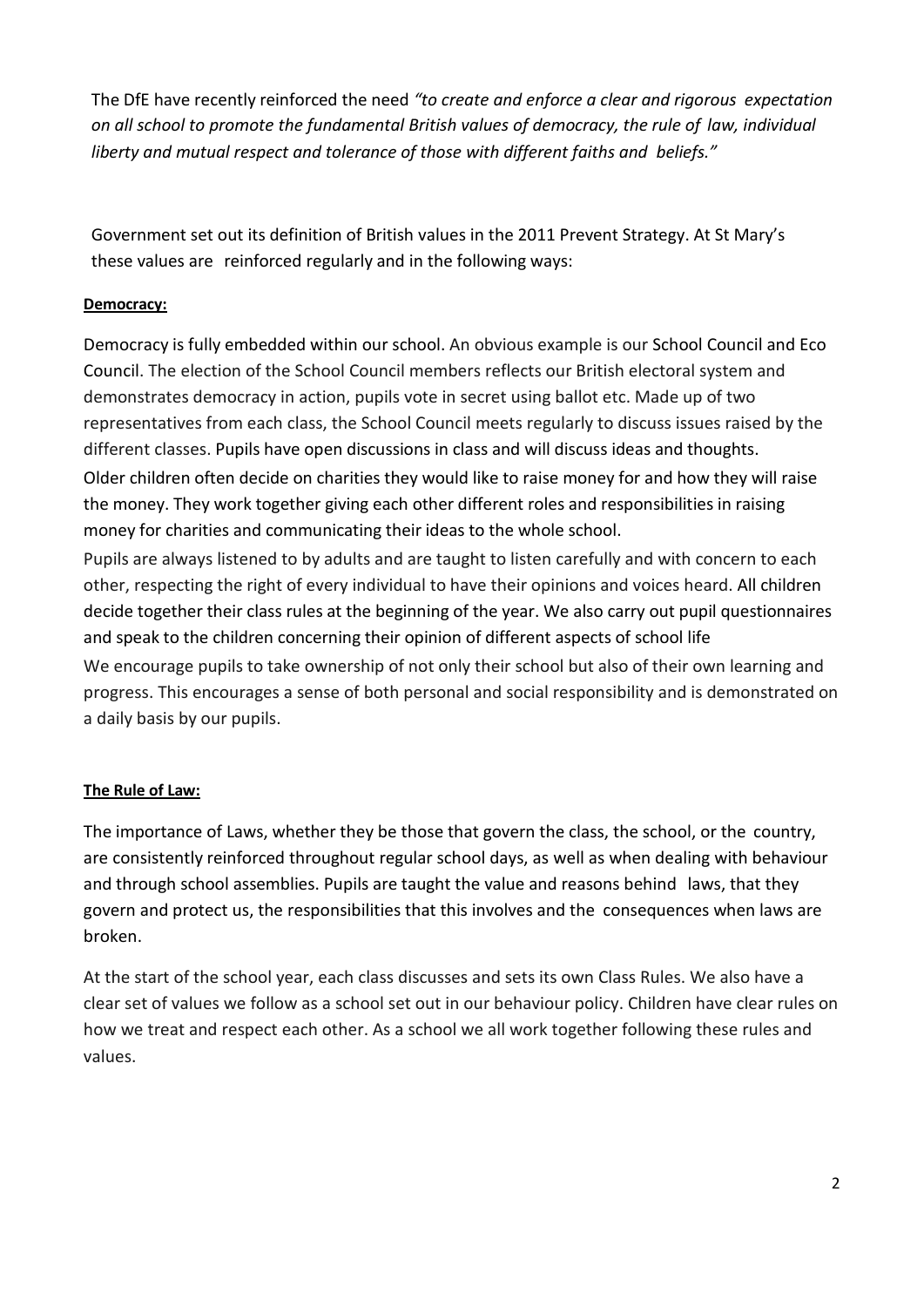The DfE have recently reinforced the need *"to create and enforce a clear and rigorous expectation on all school to promote the fundamental British values of democracy, the rule of law, individual liberty and mutual respect and tolerance of those with different faiths and beliefs."*

Government set out its definition of British values in the 2011 Prevent Strategy. At St Mary's these values are reinforced regularly and in the following ways:

**Democracy:**

Democracy is fully embedded within our school. An obvious example is our School Council and Eco Council. The election of the School Council members reflects our British electoral system and demonstrates democracy in action, pupils vote in secret using ballot etc. Made up of two representatives from each class, the School Council meets regularly to discuss issues raised by the different classes. Pupils have open discussions in class and will discuss ideas and thoughts.

Older children often decide on charities they would like to raise money for and how they will raise the money. They work together giving each other different roles and responsibilities in raising money for charities and communicating their ideas to the whole school.

Pupils are always listened to by adults and are taught to listen carefully and with concern to each other, respecting the right of every individual to have their opinions and voices heard. All children decide together their class rules at the beginning of the year. We also carry out pupil questionnaires and speak to the children concerning their opinion of different aspects of school life

We encourage pupils to take ownership of not only their school but also of their own learning and progress. This encourages a sense of both personal and social responsibility and is demonstrated on a daily basis by our pupils.

**The Rule of Law:**

The importance of Laws, whether they be those that govern the class, the school, or the country, are consistently reinforced throughout regular school days, as well as when dealing with behaviour and through school assemblies. Pupils are taught the value and reasons behind laws, that they govern and protect us, the responsibilities that this involves and the consequences when laws are broken.

At the start of the school year, each class discusses and sets its own Class Rules. We also have a clear set of values we follow as a school set out in our behaviour policy. Children have clear rules on how we treat and respect each other. As a school we all work together following these rules and values.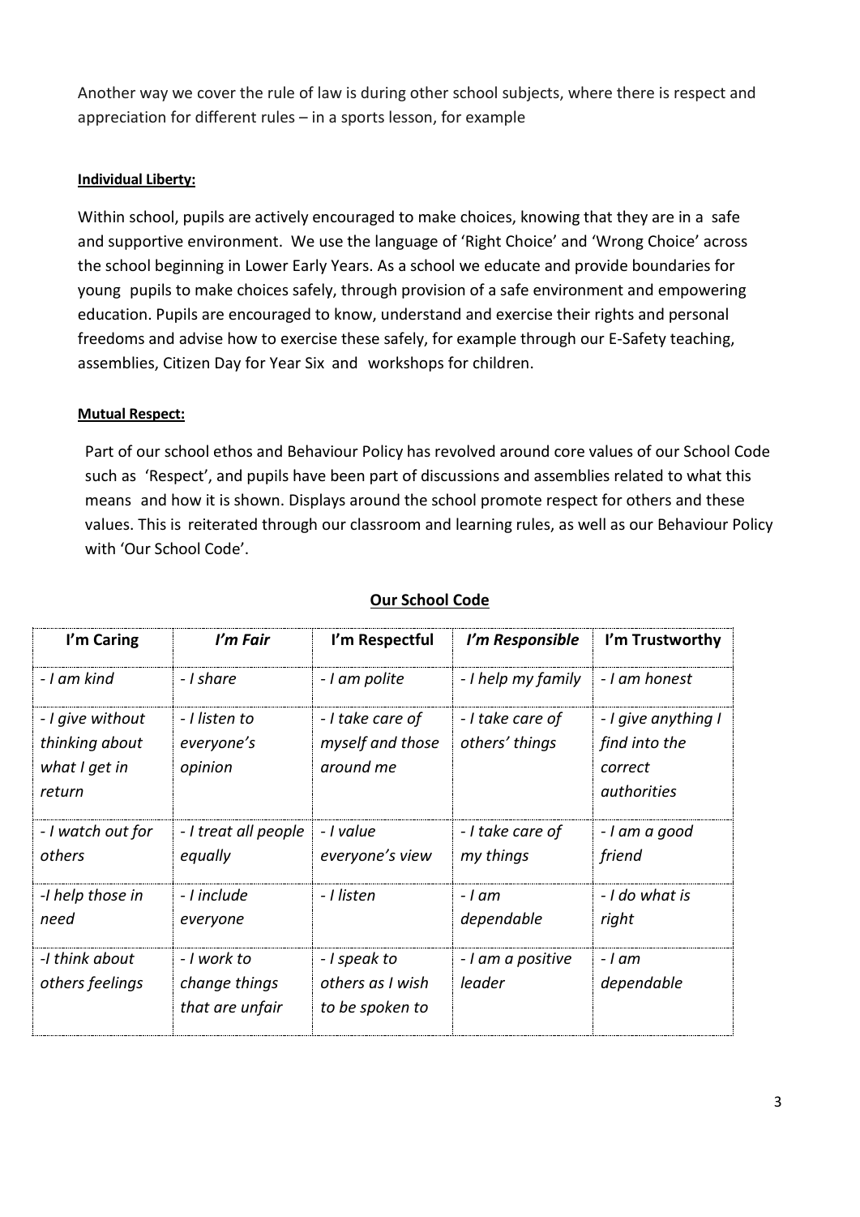Another way we cover the rule of law is during other school subjects, where there is respect and appreciation for different rules – in a sports lesson, for example

**Individual Liberty:**

Within school, pupils are actively encouraged to make choices, knowing that they are in a safe and supportive environment. We use the language of 'Right Choice' and 'Wrong Choice' across the school beginning in Lower Early Years. As a school we educate and provide boundaries for young pupils to make choices safely, through provision of a safe environment and empowering education. Pupils are encouraged to know, understand and exercise their rights and personal freedoms and advise how to exercise these safely, for example through our E-Safety teaching, assemblies, Citizen Day for Year Six and workshops for children.

**Mutual Respect:**

Part of our school ethos and Behaviour Policy has revolved around core values of our School Code such as 'Respect', and pupils have been part of discussions and assemblies related to what this means and how it is shown. Displays around the school promote respect for others and these values. This is reiterated through our classroom and learning rules, as well as our Behaviour Policy with 'Our School Code'.

**Our School Code**

| I'm Caring | *I'm Fair* | I'm Respectful | *I'm Responsible* | I'm Trustworthy |
|---|---|---|---|---|
| *- I am kind* | *- I share* | *- I am polite* | *- I help my family* | *- I am honest* |
| *- I give without thinking about what I get in return* | *- I listen to everyone's opinion* | *- I take care of myself and those around me* | *- I take care of others' things* | *- I give anything I find into the correct authorities* |
| *- I watch out for others* | *- I treat all people equally* | *- I value everyone's view* | *- I take care of my things* | *- I am a good friend* |
| *-I help those in need* | *- I include everyone* | *- I listen* | *- I am dependable* | *- I do what is right* |
| *-I think about others feelings* | *- I work to change things that are unfair* | *- I speak to others as I wish to be spoken to* | *- I am a positive leader* | *- I am dependable* |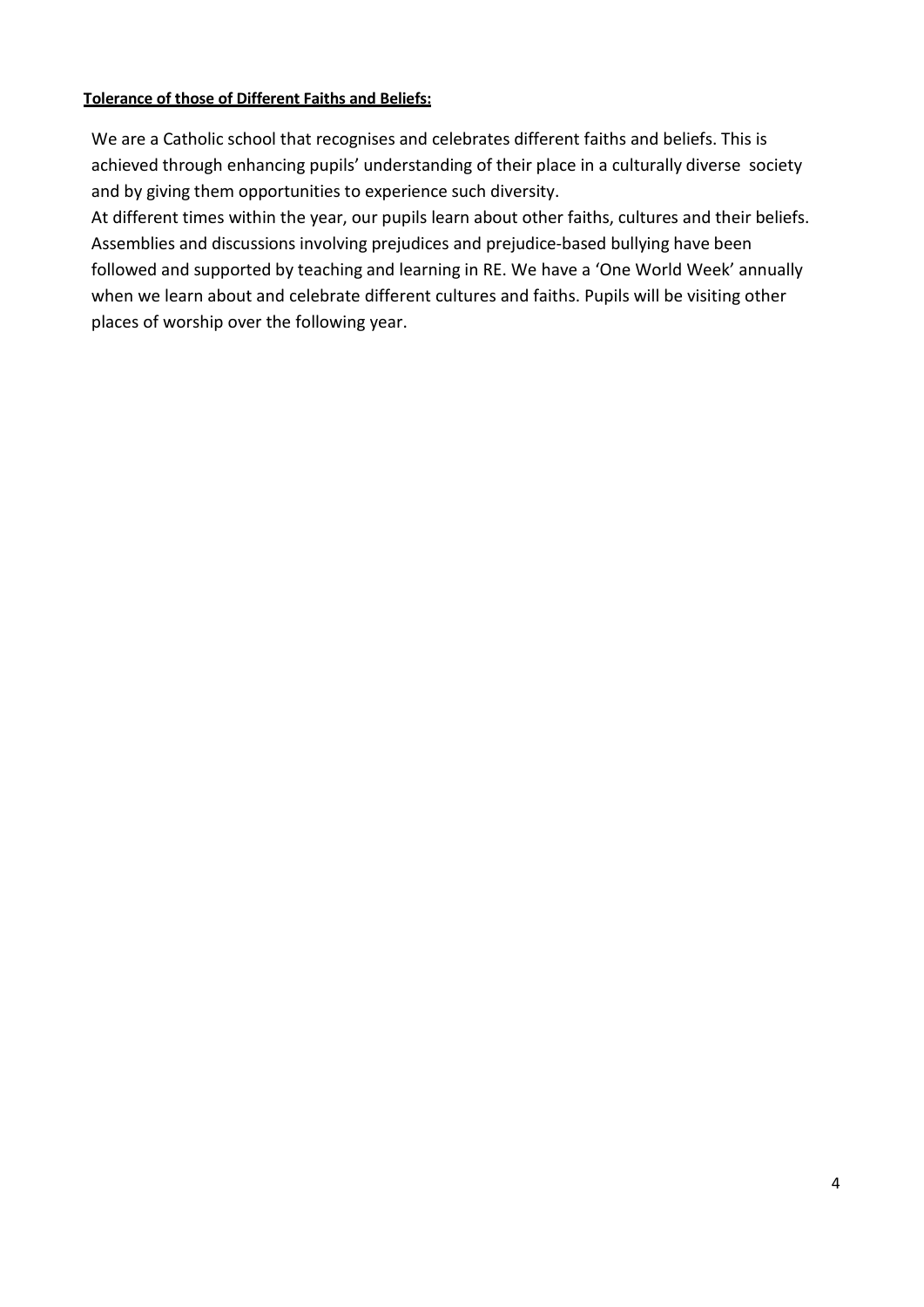**Tolerance of those of Different Faiths and Beliefs:**

We are a Catholic school that recognises and celebrates different faiths and beliefs. This is achieved through enhancing pupils' understanding of their place in a culturally diverse society and by giving them opportunities to experience such diversity.

At different times within the year, our pupils learn about other faiths, cultures and their beliefs. Assemblies and discussions involving prejudices and prejudice-based bullying have been followed and supported by teaching and learning in RE. We have a 'One World Week' annually when we learn about and celebrate different cultures and faiths. Pupils will be visiting other places of worship over the following year.